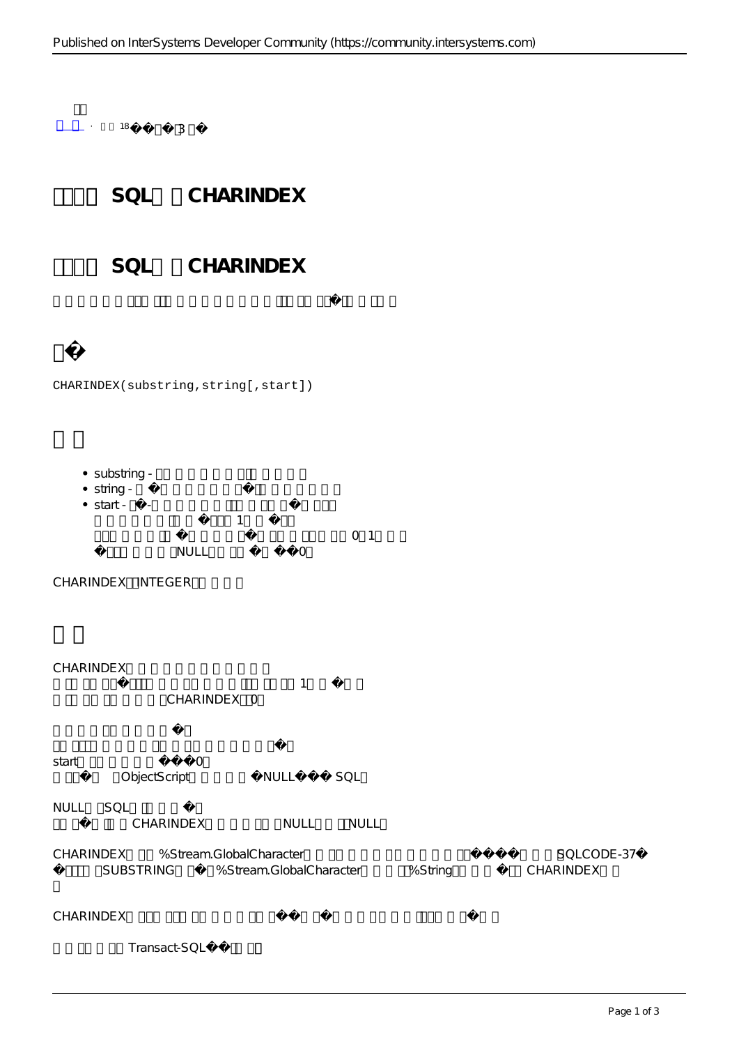# SQL CHARINDEX

## SQL CHARINDEX

```
CHARINDEX(substring,string[,start])
```

- substring -
- string -
- start - 1 0 1 NULL 0

CHARINDEX INTEGER

CHARINDEX 1 CHARINDEX 0

start 0 ObjectScript NULL SQL

NULL SQL CHARINDEX NULL NULL

CHARINDEX %Stream.GlobalCharacter SQLCODE-37 SUBSTRING %Stream.GlobalCharacter %String CHARINDEX

CHARINDEX

Transact-SQL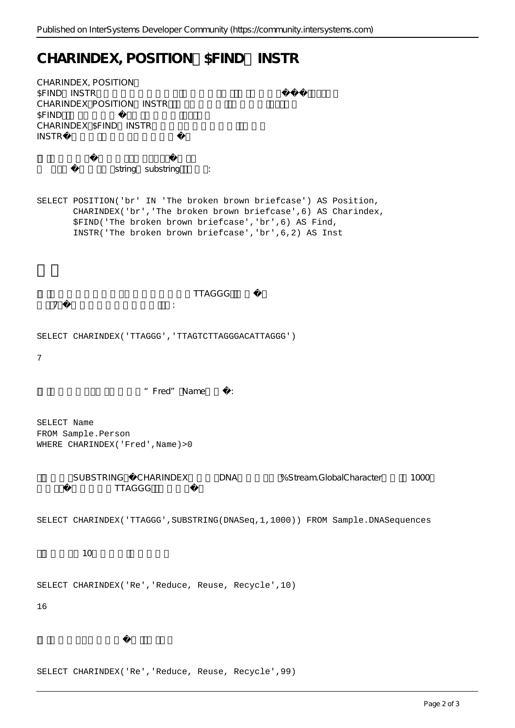# CHARINDEX, POSITION $FIND INSTR

CHARINDEX, POSITION
$FIND INSTR
CHARINDEX POSITION INSTR
$FIND
CHARINDEX $FIND INSTR
INSTR

string substring :

```
SELECT POSITION('br' IN 'The broken brown briefcase') AS Position,
       CHARINDEX('br','The broken brown briefcase',6) AS Charindex,
       $FIND('The broken brown briefcase','br',6) AS Find,
       INSTR('The broken brown briefcase','br',6,2) AS Inst
```

TTAGGG
7 :

```
SELECT CHARINDEX('TTAGGG','TTAGTCTTAGGGACATTAGGG')
```

```
7
```

"Fred" Name :

```
SELECT Name
FROM Sample.Person
WHERE CHARINDEX('Fred',Name)>0
```

SUBSTRING CHARINDEX DNA %Stream.GlobalCharacter 1000
TTAGGG

```
SELECT CHARINDEX('TTAGGG',SUBSTRING(DNASeq,1,1000)) FROM Sample.DNASequences
```

10

```
SELECT CHARINDEX('Re','Reduce, Reuse, Recycle',10)
```

```
16
```

```
SELECT CHARINDEX('Re','Reduce, Reuse, Recycle',99)
```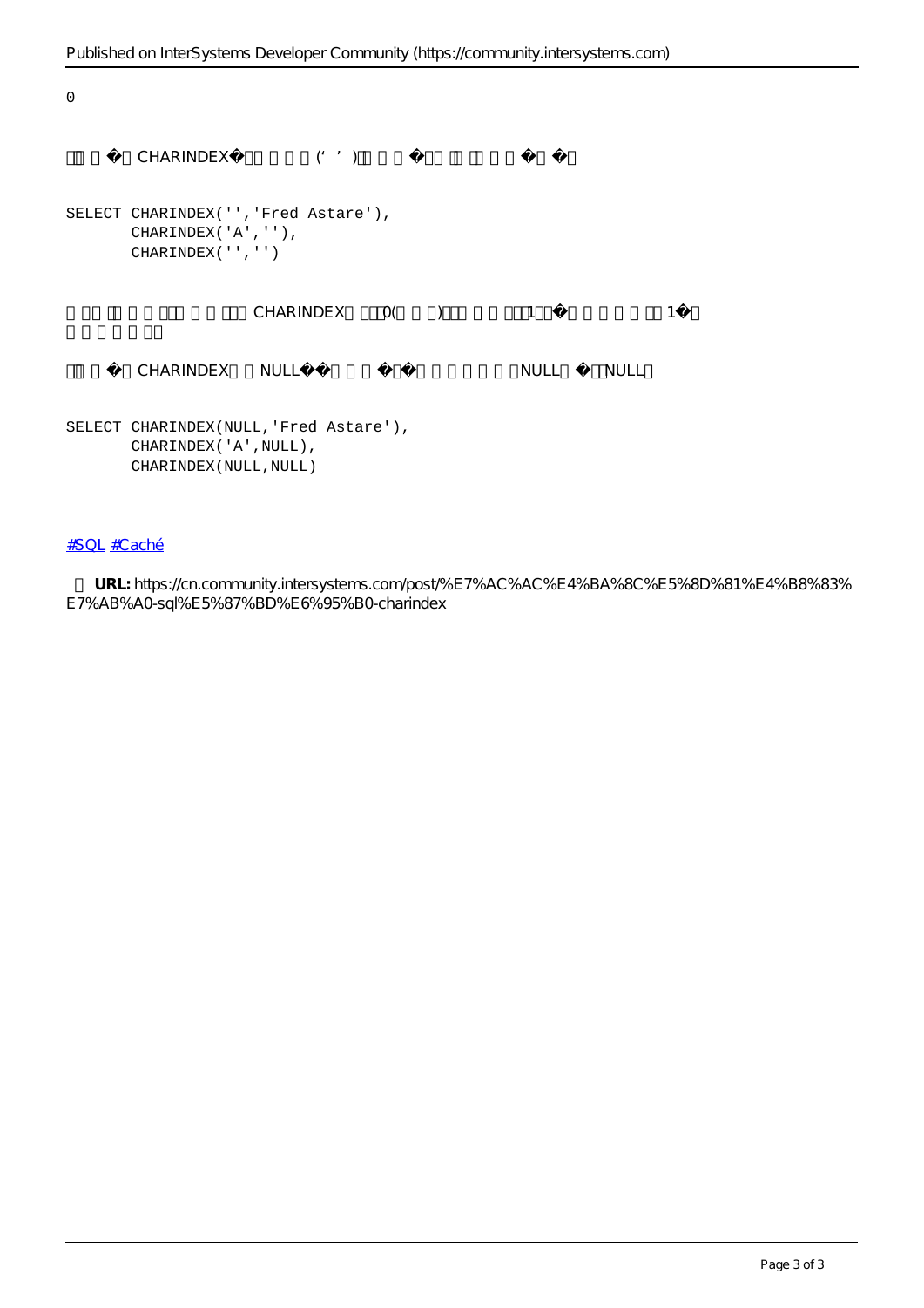```
0
```

□□ □ �□CHARINDEX�□□ □ □ □ (‘ ’ )□ □ □ �□□ □ □ □ □ □ �□ �□

```
SELECT CHARINDEX('','Fred Astare'),
       CHARINDEX('A',''),
       CHARINDEX('','')
```

□ □ □ □ □ □ □ □ □ □ □ □ CHARINDEX □ □ □ 0( □ □ □ )□ □ □ □ □ □ 1□ □ � □ □ □ □ □ □ □ 1� □
□ □ □ □ □ □ □

□□ □ �□CHARINDEX □ □ NULL�� □ □ □ □ �□� □ □ □ □ □ □ NULL □ �□NULL□

```
SELECT CHARINDEX(NULL,'Fred Astare'),
       CHARINDEX('A',NULL),
       CHARINDEX(NULL,NULL)
```

#SQL #Caché

□ **URL:** https://cn.community.intersystems.com/post/%E7%AC%AC%E4%BA%8C%E5%8D%81%E4%B8%83%E7%AB%A0-sql%E5%87%BD%E6%95%B0-charindex